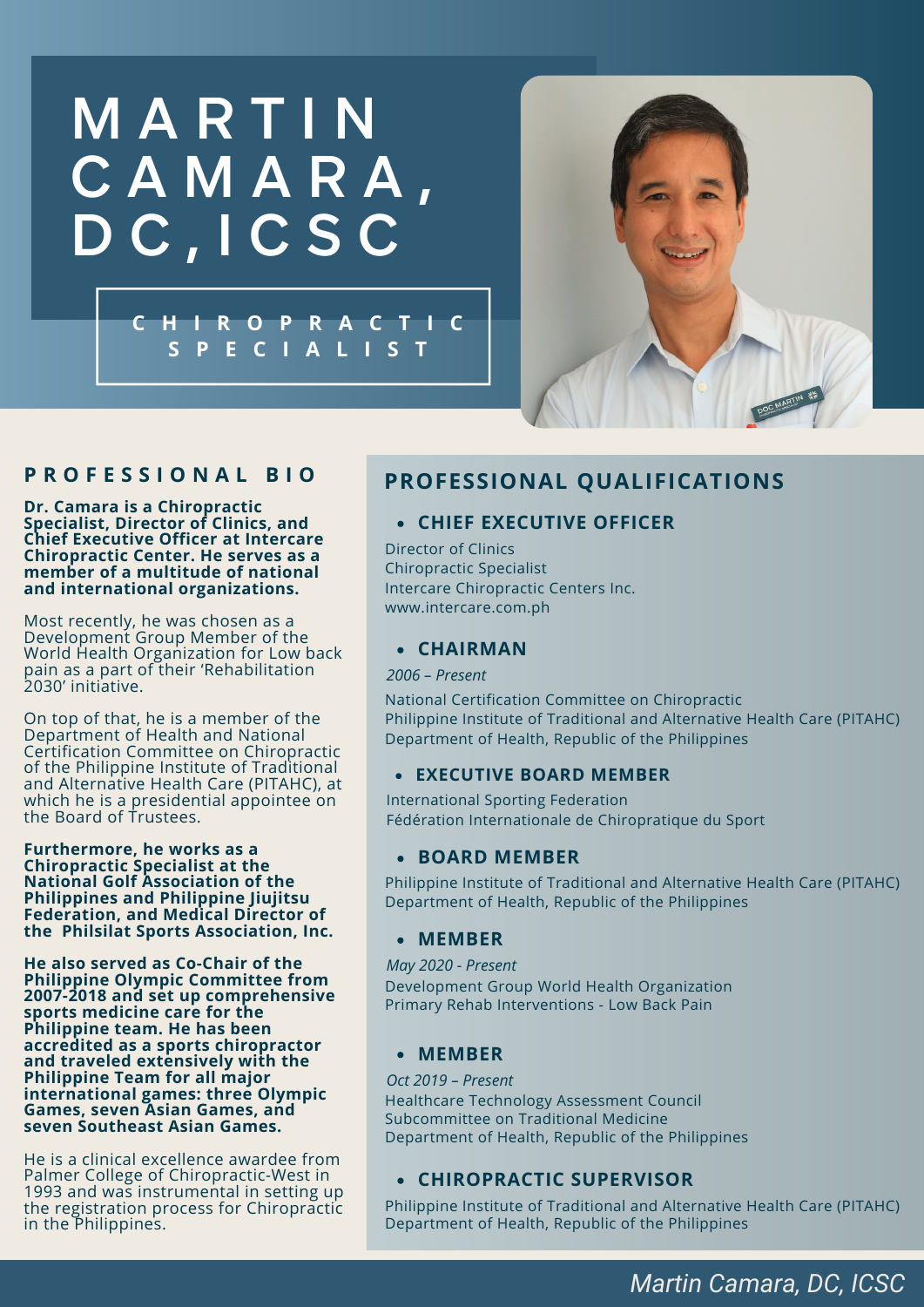# MARTIN CAMARA, DC,ICSC

## CHIROPRACTIC SPECIALIST

## PROFESSIONAL BIO

**Dr. Camara is a Chiropractic Specialist, Director of Clinics, and Chief Executive Officer at Intercare Chiropractic Center. He serves as a member of a multitude of national and international organizations.**

Most recently, he was chosen as a Development Group Member of the World Health Organization for Low back pain as a part of their 'Rehabilitation 2030' initiative.

On top of that, he is a member of the Department of Health and National Certification Committee on Chiropractic of the Philippine Institute of Traditional and Alternative Health Care (PITAHC), at which he is a presidential appointee on the Board of Trustees.

**Furthermore, he works as a Chiropractic Specialist at the National Golf Association of the Philippines and Philippine Jiujitsu Federation, and Medical Director of the Philsilat Sports Association, Inc.**

**He also served as Co-Chair of the Philippine Olympic Committee from 2007-2018 and set up comprehensive sports medicine care for the Philippine team. He has been accredited as a sports chiropractor and traveled extensively with the Philippine Team for all major international games: three Olympic Games, seven Asian Games, and seven Southeast Asian Games.**

He is a clinical excellence awardee from Palmer College of Chiropractic-West in 1993 and was instrumental in setting up the registration process for Chiropractic in the Philippines.

## PROFESSIONAL QUALIFICATIONS

- **CHIEF EXECUTIVE OFFICER**

Director of Clinics
Chiropractic Specialist
Intercare Chiropractic Centers Inc.
www.intercare.com.ph

- **CHAIRMAN**

*2006 – Present*

National Certification Committee on Chiropractic
Philippine Institute of Traditional and Alternative Health Care (PITAHC)
Department of Health, Republic of the Philippines

- **EXECUTIVE BOARD MEMBER**

International Sporting Federation
Fédération Internationale de Chiropratique du Sport

- **BOARD MEMBER**

Philippine Institute of Traditional and Alternative Health Care (PITAHC)
Department of Health, Republic of the Philippines

- **MEMBER**

*May 2020 - Present*

Development Group World Health Organization
Primary Rehab Interventions - Low Back Pain

- **MEMBER**

*Oct 2019 – Present*

Healthcare Technology Assessment Council
Subcommittee on Traditional Medicine
Department of Health, Republic of the Philippines

- **CHIROPRACTIC SUPERVISOR**

Philippine Institute of Traditional and Alternative Health Care (PITAHC)
Department of Health, Republic of the Philippines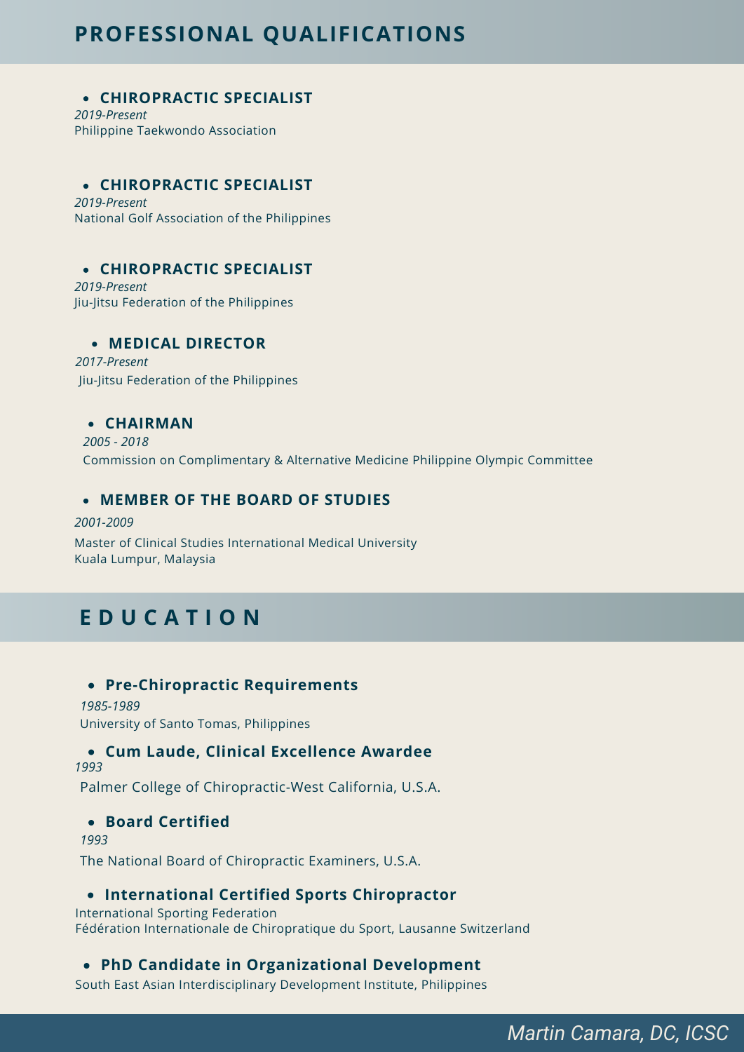## PROFESSIONAL QUALIFICATIONS

- **CHIROPRACTIC SPECIALIST**
  *2019-Present*
  Philippine Taekwondo Association

- **CHIROPRACTIC SPECIALIST**
  *2019-Present*
  National Golf Association of the Philippines

- **CHIROPRACTIC SPECIALIST**
  *2019-Present*
  Jiu-Jitsu Federation of the Philippines

- **MEDICAL DIRECTOR**
  *2017-Present*
  Jiu-Jitsu Federation of the Philippines

- **CHAIRMAN**
  *2005 - 2018*
  Commission on Complimentary & Alternative Medicine Philippine Olympic Committee

- **MEMBER OF THE BOARD OF STUDIES**
  *2001-2009*
  Master of Clinical Studies International Medical University
  Kuala Lumpur, Malaysia

## EDUCATION

- **Pre-Chiropractic Requirements**
  *1985-1989*
  University of Santo Tomas, Philippines

- **Cum Laude, Clinical Excellence Awardee**
  *1993*
  Palmer College of Chiropractic-West California, U.S.A.

- **Board Certified**
  *1993*
  The National Board of Chiropractic Examiners, U.S.A.

- **International Certified Sports Chiropractor**
  International Sporting Federation
  Fédération Internationale de Chiropratique du Sport, Lausanne Switzerland

- **PhD Candidate in Organizational Development**
  South East Asian Interdisciplinary Development Institute, Philippines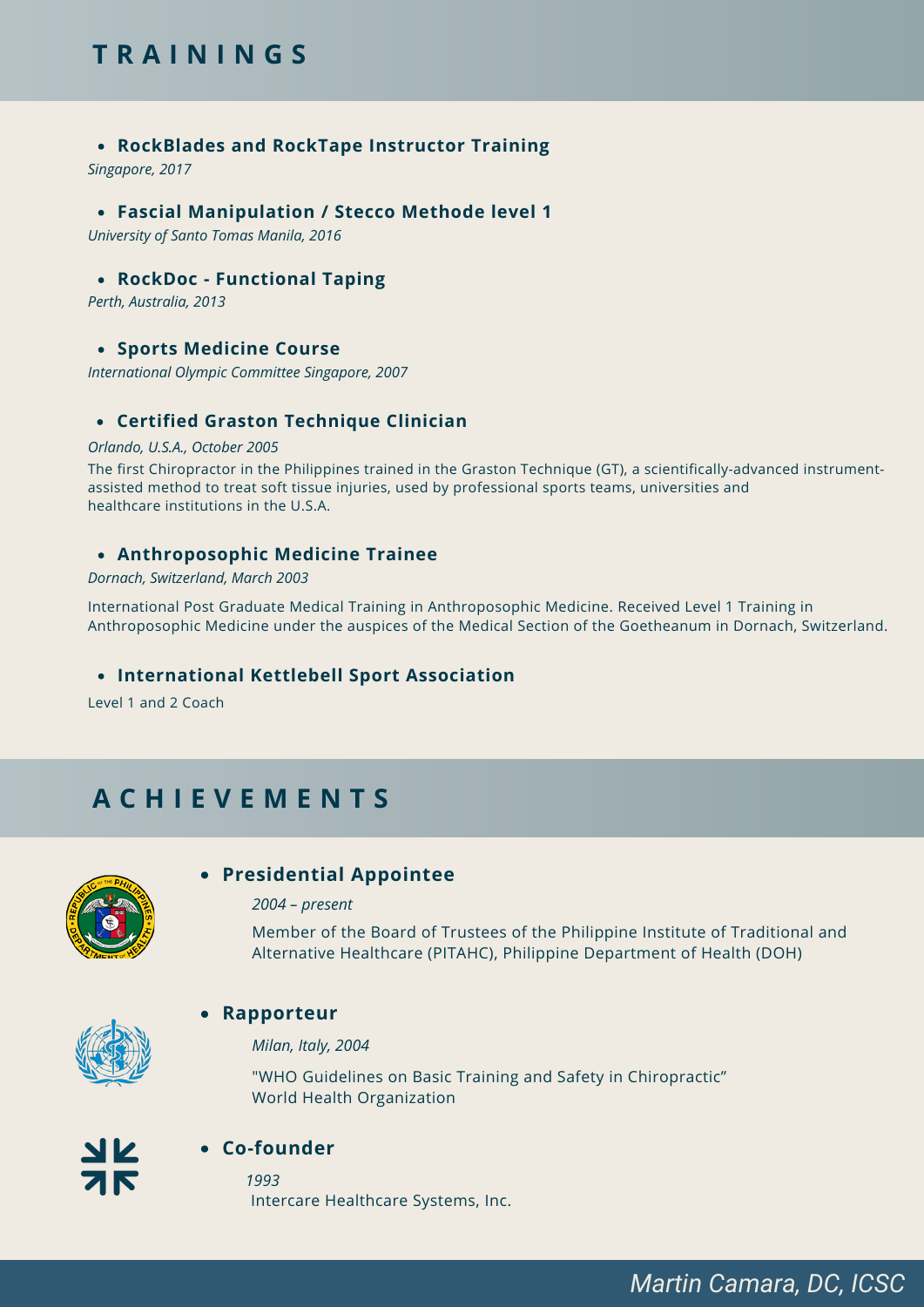## TRAININGS

- **RockBlades and RockTape Instructor Training**

*Singapore, 2017*

- **Fascial Manipulation / Stecco Methode level 1**

*University of Santo Tomas Manila, 2016*

- **RockDoc - Functional Taping**

*Perth, Australia, 2013*

- **Sports Medicine Course**

*International Olympic Committee Singapore, 2007*

- **Certified Graston Technique Clinician**

*Orlando, U.S.A., October 2005*

The first Chiropractor in the Philippines trained in the Graston Technique (GT), a scientifically-advanced instrument-assisted method to treat soft tissue injuries, used by professional sports teams, universities and healthcare institutions in the U.S.A.

- **Anthroposophic Medicine Trainee**

*Dornach, Switzerland, March 2003*

International Post Graduate Medical Training in Anthroposophic Medicine. Received Level 1 Training in Anthroposophic Medicine under the auspices of the Medical Section of the Goetheanum in Dornach, Switzerland.

- **International Kettlebell Sport Association**

Level 1 and 2 Coach

## ACHIEVEMENTS

- **Presidential Appointee**

*2004 – present*

Member of the Board of Trustees of the Philippine Institute of Traditional and Alternative Healthcare (PITAHC), Philippine Department of Health (DOH)

- **Rapporteur**

*Milan, Italy, 2004*

"WHO Guidelines on Basic Training and Safety in Chiropractic"
World Health Organization

- **Co-founder**

*1993*

Intercare Healthcare Systems, Inc.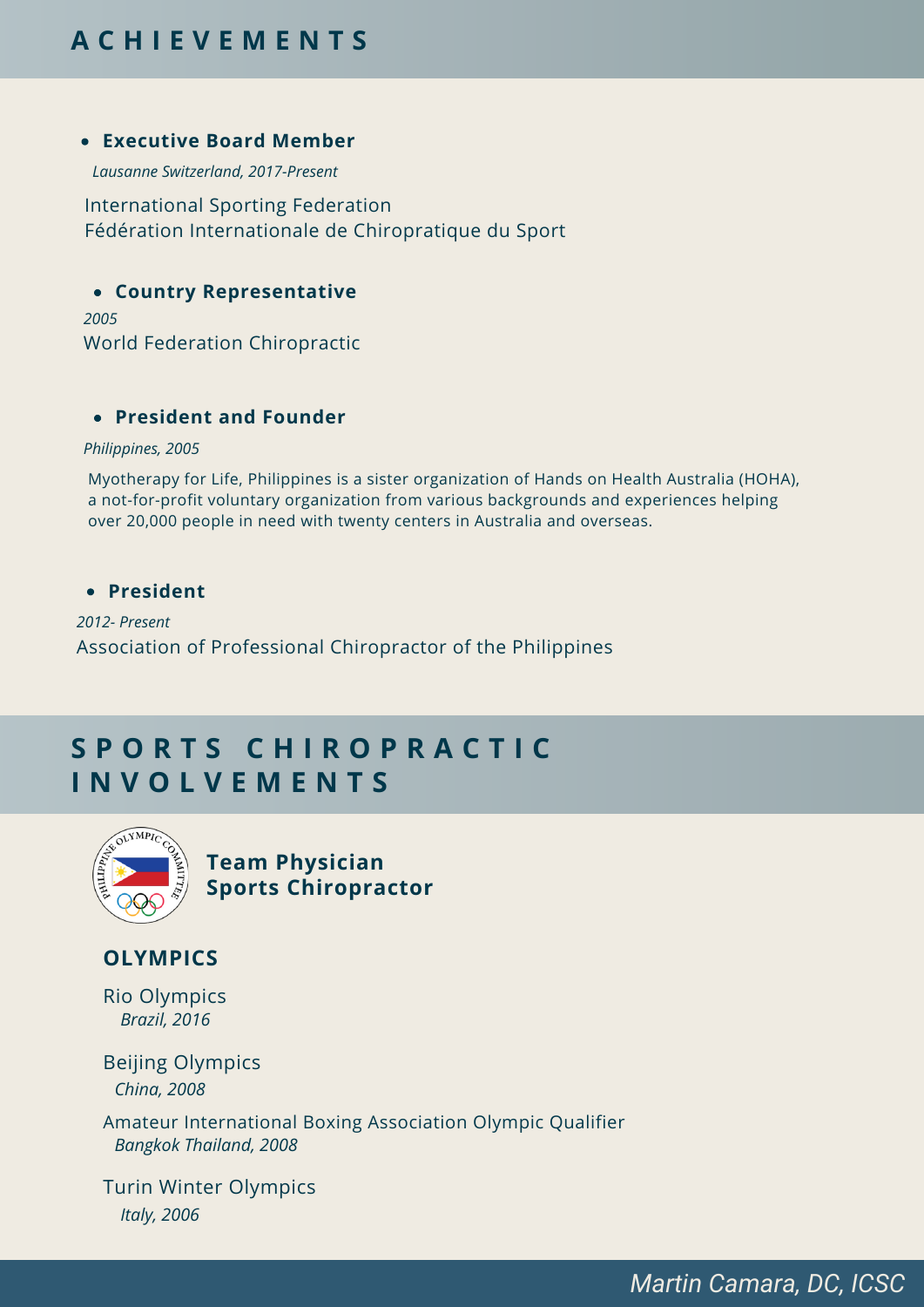## ACHIEVEMENTS

- **Executive Board Member**

*Lausanne Switzerland, 2017-Present*

International Sporting Federation
Fédération Internationale de Chiropratique du Sport

- **Country Representative**

*2005*
World Federation Chiropractic

- **President and Founder**

*Philippines, 2005*

Myotherapy for Life, Philippines is a sister organization of Hands on Health Australia (HOHA), a not-for-profit voluntary organization from various backgrounds and experiences helping over 20,000 people in need with twenty centers in Australia and overseas.

- **President**

*2012- Present*
Association of Professional Chiropractor of the Philippines

## SPORTS CHIROPRACTIC INVOLVEMENTS

**Team Physician**
**Sports Chiropractor**

### OLYMPICS

Rio Olympics
*Brazil, 2016*

Beijing Olympics
*China, 2008*

Amateur International Boxing Association Olympic Qualifier
*Bangkok Thailand, 2008*

Turin Winter Olympics
*Italy, 2006*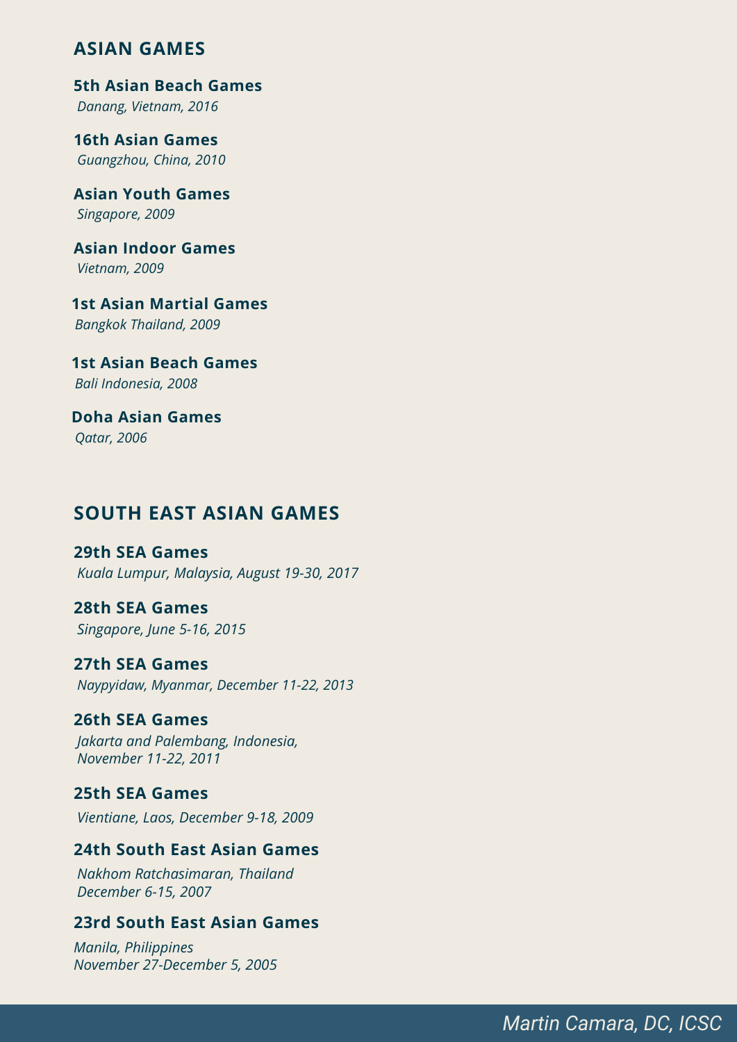## ASIAN GAMES

**5th Asian Beach Games**
*Danang, Vietnam, 2016*

**16th Asian Games**
*Guangzhou, China, 2010*

**Asian Youth Games**
*Singapore, 2009*

**Asian Indoor Games**
*Vietnam, 2009*

**1st Asian Martial Games**
*Bangkok Thailand, 2009*

**1st Asian Beach Games**
*Bali Indonesia, 2008*

**Doha Asian Games**
*Qatar, 2006*

## SOUTH EAST ASIAN GAMES

**29th SEA Games**
*Kuala Lumpur, Malaysia, August 19-30, 2017*

**28th SEA Games**
*Singapore, June 5-16, 2015*

**27th SEA Games**
*Naypyidaw, Myanmar, December 11-22, 2013*

**26th SEA Games**
*Jakarta and Palembang, Indonesia, November 11-22, 2011*

**25th SEA Games**
*Vientiane, Laos, December 9-18, 2009*

**24th South East Asian Games**
*Nakhom Ratchasimaran, Thailand December 6-15, 2007*

**23rd South East Asian Games**
*Manila, Philippines November 27-December 5, 2005*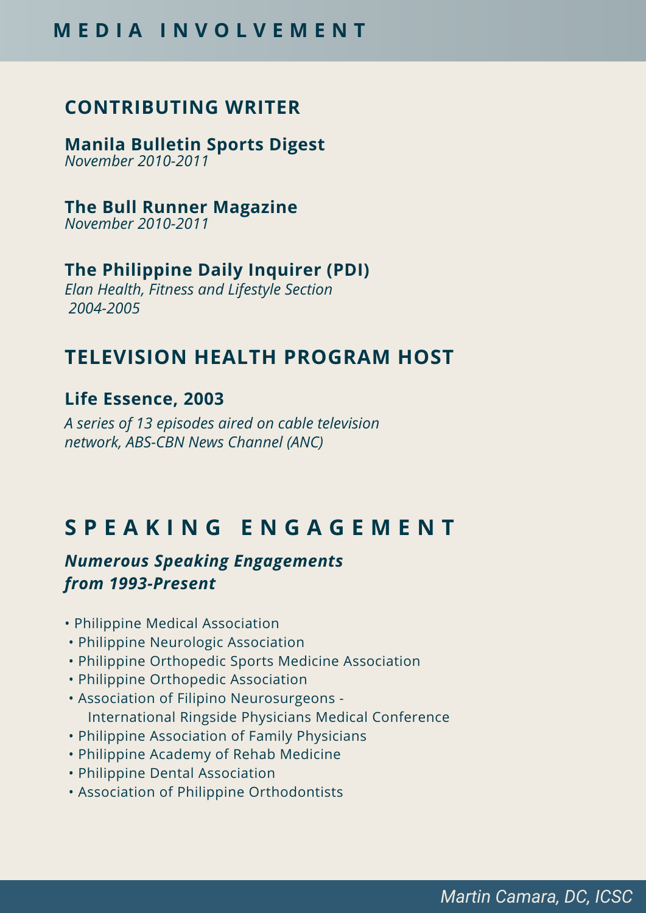# MEDIA INVOLVEMENT

## CONTRIBUTING WRITER

**Manila Bulletin Sports Digest**
*November 2010-2011*

**The Bull Runner Magazine**
*November 2010-2011*

**The Philippine Daily Inquirer (PDI)**
*Elan Health, Fitness and Lifestyle Section*
*2004-2005*

## TELEVISION HEALTH PROGRAM HOST

**Life Essence, 2003**
*A series of 13 episodes aired on cable television network, ABS-CBN News Channel (ANC)*

# SPEAKING ENGAGEMENT

***Numerous Speaking Engagements from 1993-Present***

- Philippine Medical Association
- Philippine Neurologic Association
- Philippine Orthopedic Sports Medicine Association
- Philippine Orthopedic Association
- Association of Filipino Neurosurgeons - International Ringside Physicians Medical Conference
- Philippine Association of Family Physicians
- Philippine Academy of Rehab Medicine
- Philippine Dental Association
- Association of Philippine Orthodontists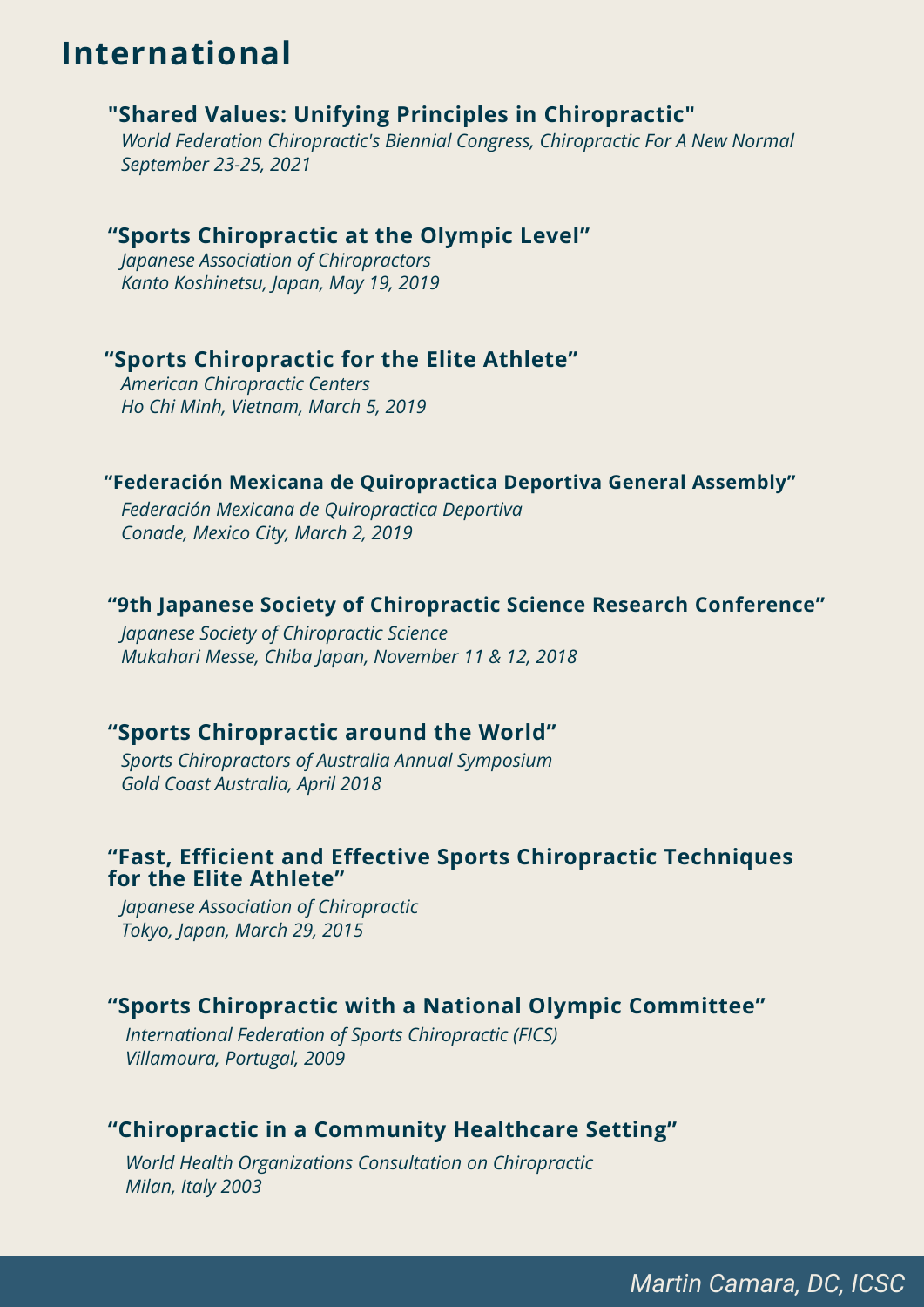# International

### "Shared Values: Unifying Principles in Chiropractic"

*World Federation Chiropractic's Biennial Congress, Chiropractic For A New Normal*
*September 23-25, 2021*

### “Sports Chiropractic at the Olympic Level”

*Japanese Association of Chiropractors*
*Kanto Koshinetsu, Japan, May 19, 2019*

### “Sports Chiropractic for the Elite Athlete”

*American Chiropractic Centers*
*Ho Chi Minh, Vietnam, March 5, 2019*

### “Federación Mexicana de Quiropractica Deportiva General Assembly”

*Federación Mexicana de Quiropractica Deportiva*
*Conade, Mexico City, March 2, 2019*

### “9th Japanese Society of Chiropractic Science Research Conference”

*Japanese Society of Chiropractic Science*
*Mukahari Messe, Chiba Japan, November 11 & 12, 2018*

### “Sports Chiropractic around the World”

*Sports Chiropractors of Australia Annual Symposium*
*Gold Coast Australia, April 2018*

### “Fast, Efficient and Effective Sports Chiropractic Techniques for the Elite Athlete”

*Japanese Association of Chiropractic*
*Tokyo, Japan, March 29, 2015*

### “Sports Chiropractic with a National Olympic Committee”

*International Federation of Sports Chiropractic (FICS)*
*Villamoura, Portugal, 2009*

### “Chiropractic in a Community Healthcare Setting”

*World Health Organizations Consultation on Chiropractic*
*Milan, Italy 2003*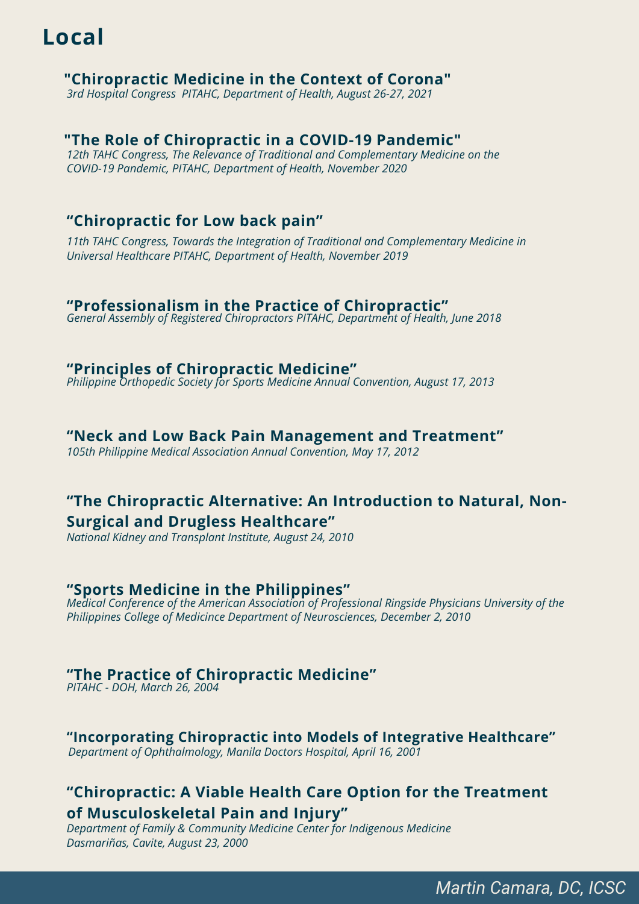# Local

### "Chiropractic Medicine in the Context of Corona"

*3rd Hospital Congress PITAHC, Department of Health, August 26-27, 2021*

### "The Role of Chiropractic in a COVID-19 Pandemic"

*12th TAHC Congress, The Relevance of Traditional and Complementary Medicine on the COVID-19 Pandemic, PITAHC, Department of Health, November 2020*

### “Chiropractic for Low back pain”

*11th TAHC Congress, Towards the Integration of Traditional and Complementary Medicine in Universal Healthcare PITAHC, Department of Health, November 2019*

### “Professionalism in the Practice of Chiropractic”

*General Assembly of Registered Chiropractors PITAHC, Department of Health, June 2018*

### “Principles of Chiropractic Medicine”

*Philippine Orthopedic Society for Sports Medicine Annual Convention, August 17, 2013*

### “Neck and Low Back Pain Management and Treatment”

*105th Philippine Medical Association Annual Convention, May 17, 2012*

### “The Chiropractic Alternative: An Introduction to Natural, Non-Surgical and Drugless Healthcare”

*National Kidney and Transplant Institute, August 24, 2010*

### “Sports Medicine in the Philippines”

*Medical Conference of the American Association of Professional Ringside Physicians University of the Philippines College of Medicince Department of Neurosciences, December 2, 2010*

### “The Practice of Chiropractic Medicine”

*PITAHC - DOH, March 26, 2004*

### “Incorporating Chiropractic into Models of Integrative Healthcare”

*Department of Ophthalmology, Manila Doctors Hospital, April 16, 2001*

### “Chiropractic: A Viable Health Care Option for the Treatment of Musculoskeletal Pain and Injury”

*Department of Family & Community Medicine Center for Indigenous Medicine Dasmariñas, Cavite, August 23, 2000*